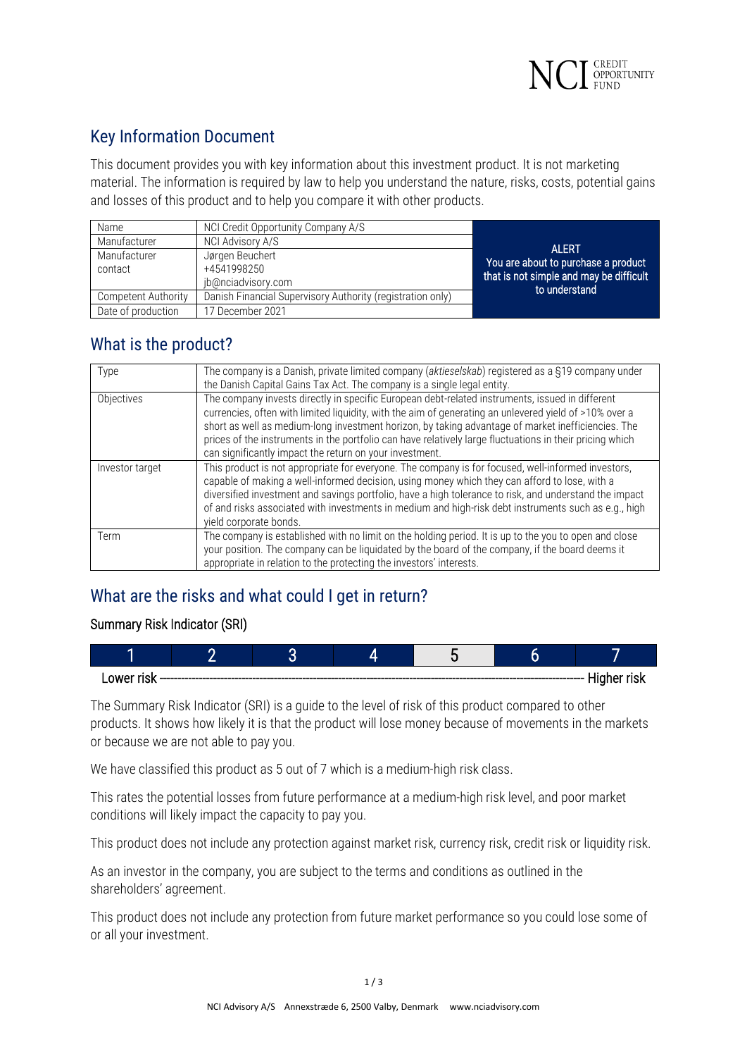NCI CREDIT OPPORTUNITY FUND

## Key Information Document

This document provides you with key information about this investment product. It is not marketing material. The information is required by law to help you understand the nature, risks, costs, potential gains and losses of this product and to help you compare it with other products.

| Name | NCI Credit Opportunity Company A/S |
|---|---|
| Manufacturer | NCI Advisory A/S |
| Manufacturer contact | Jørgen Beuchert<br>+4541998250<br>jb@nciadvisory.com |
| Competent Authority | Danish Financial Supervisory Authority (registration only) |
| Date of production | 17 December 2021 |

**ALERT**
You are about to purchase a product that is not simple and may be difficult to understand

## What is the product?

| Type | The company is a Danish, private limited company (*aktieselskab*) registered as a §19 company under the Danish Capital Gains Tax Act. The company is a single legal entity. |
|---|---|
| Objectives | The company invests directly in specific European debt-related instruments, issued in different currencies, often with limited liquidity, with the aim of generating an unlevered yield of >10% over a short as well as medium-long investment horizon, by taking advantage of market inefficiencies. The prices of the instruments in the portfolio can have relatively large fluctuations in their pricing which can significantly impact the return on your investment. |
| Investor target | This product is not appropriate for everyone. The company is for focused, well-informed investors, capable of making a well-informed decision, using money which they can afford to lose, with a diversified investment and savings portfolio, have a high tolerance to risk, and understand the impact of and risks associated with investments in medium and high-risk debt instruments such as e.g., high yield corporate bonds. |
| Term | The company is established with no limit on the holding period. It is up to the you to open and close your position. The company can be liquidated by the board of the company, if the board deems it appropriate in relation to the protecting the investors' interests. |

## What are the risks and what could I get in return?

### Summary Risk Indicator (SRI)

| 1 | 2 | 3 | 4 | **5** | 6 | 7 |
|---|---|---|---|---|---|---|

Lower risk ---------------------------------------------------------------------------------------------------- Higher risk

The Summary Risk Indicator (SRI) is a guide to the level of risk of this product compared to other products. It shows how likely it is that the product will lose money because of movements in the markets or because we are not able to pay you.

We have classified this product as 5 out of 7 which is a medium-high risk class.

This rates the potential losses from future performance at a medium-high risk level, and poor market conditions will likely impact the capacity to pay you.

This product does not include any protection against market risk, currency risk, credit risk or liquidity risk.

As an investor in the company, you are subject to the terms and conditions as outlined in the shareholders' agreement.

This product does not include any protection from future market performance so you could lose some of or all your investment.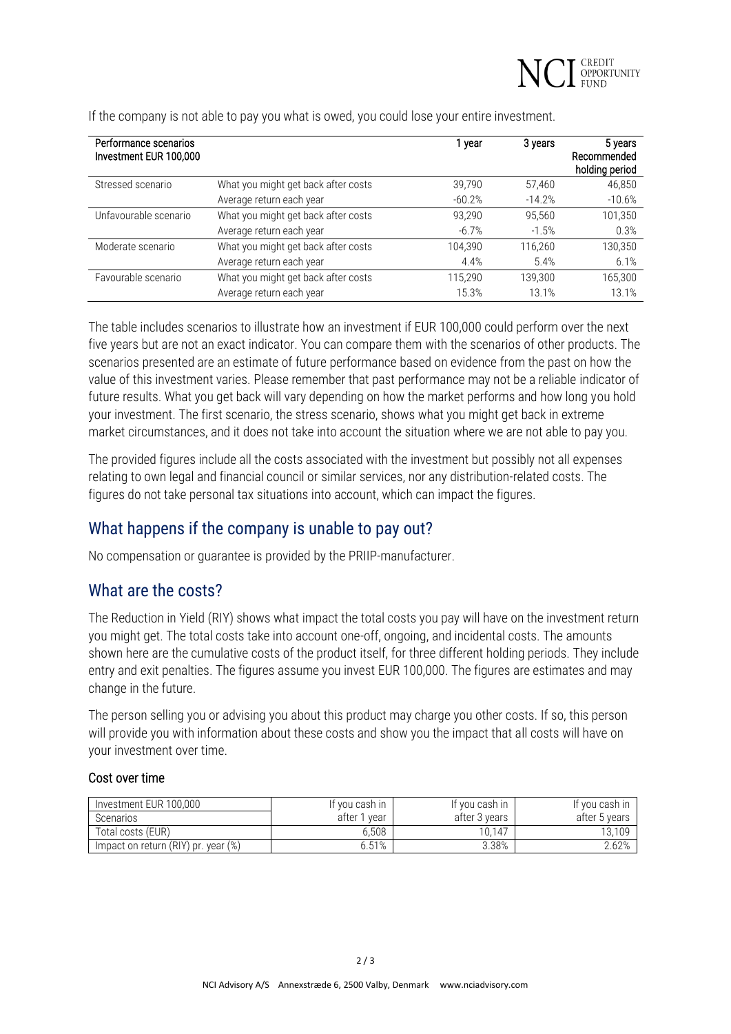If the company is not able to pay you what is owed, you could lose your entire investment.

| Performance scenarios Investment EUR 100,000 | | 1 year | 3 years | 5 years Recommended holding period |
|---|---|---|---|---|
| Stressed scenario | What you might get back after costs | 39,790 | 57,460 | 46,850 |
| | Average return each year | -60.2% | -14.2% | -10.6% |
| Unfavourable scenario | What you might get back after costs | 93,290 | 95,560 | 101,350 |
| | Average return each year | -6.7% | -1.5% | 0.3% |
| Moderate scenario | What you might get back after costs | 104,390 | 116,260 | 130,350 |
| | Average return each year | 4.4% | 5.4% | 6.1% |
| Favourable scenario | What you might get back after costs | 115,290 | 139,300 | 165,300 |
| | Average return each year | 15.3% | 13.1% | 13.1% |

The table includes scenarios to illustrate how an investment if EUR 100,000 could perform over the next five years but are not an exact indicator. You can compare them with the scenarios of other products. The scenarios presented are an estimate of future performance based on evidence from the past on how the value of this investment varies. Please remember that past performance may not be a reliable indicator of future results. What you get back will vary depending on how the market performs and how long you hold your investment. The first scenario, the stress scenario, shows what you might get back in extreme market circumstances, and it does not take into account the situation where we are not able to pay you.

The provided figures include all the costs associated with the investment but possibly not all expenses relating to own legal and financial council or similar services, nor any distribution-related costs. The figures do not take personal tax situations into account, which can impact the figures.

## What happens if the company is unable to pay out?

No compensation or guarantee is provided by the PRIIP-manufacturer.

## What are the costs?

The Reduction in Yield (RIY) shows what impact the total costs you pay will have on the investment return you might get. The total costs take into account one-off, ongoing, and incidental costs. The amounts shown here are the cumulative costs of the product itself, for three different holding periods. They include entry and exit penalties. The figures assume you invest EUR 100,000. The figures are estimates and may change in the future.

The person selling you or advising you about this product may charge you other costs. If so, this person will provide you with information about these costs and show you the impact that all costs will have on your investment over time.

### Cost over time

| Investment EUR 100,000 Scenarios | If you cash in after 1 year | If you cash in after 3 years | If you cash in after 5 years |
|---|---|---|---|
| Total costs (EUR) | 6,508 | 10,147 | 13,109 |
| Impact on return (RIY) pr. year (%) | 6.51% | 3.38% | 2.62% |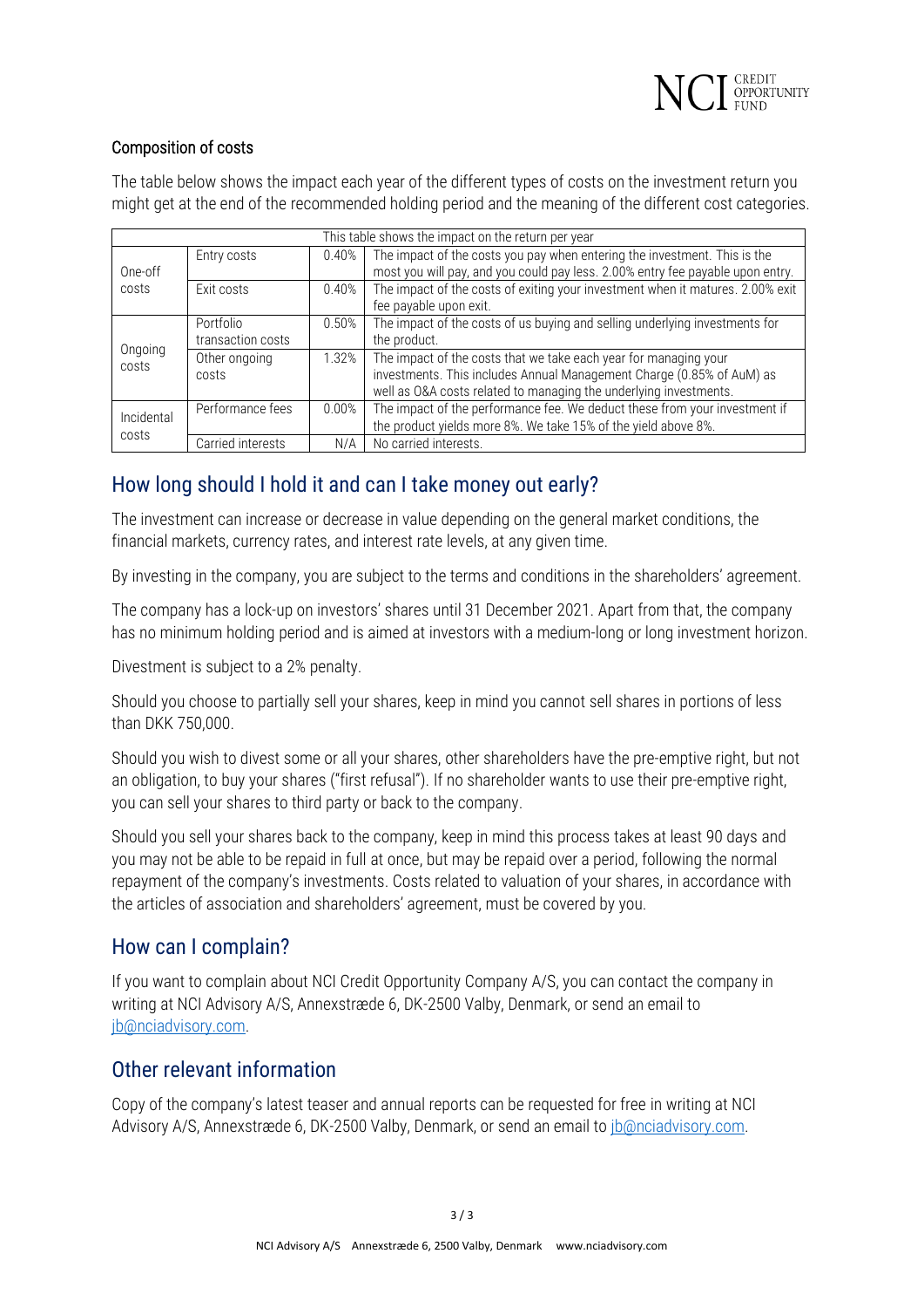### Composition of costs

The table below shows the impact each year of the different types of costs on the investment return you might get at the end of the recommended holding period and the meaning of the different cost categories.

| This table shows the impact on the return per year | | | |
|---|---|---|---|
| One-off costs | Entry costs | 0.40% | The impact of the costs you pay when entering the investment. This is the most you will pay, and you could pay less. 2.00% entry fee payable upon entry. |
| | Exit costs | 0.40% | The impact of the costs of exiting your investment when it matures. 2.00% exit fee payable upon exit. |
| Ongoing costs | Portfolio transaction costs | 0.50% | The impact of the costs of us buying and selling underlying investments for the product. |
| | Other ongoing costs | 1.32% | The impact of the costs that we take each year for managing your investments. This includes Annual Management Charge (0.85% of AuM) as well as O&A costs related to managing the underlying investments. |
| Incidental costs | Performance fees | 0.00% | The impact of the performance fee. We deduct these from your investment if the product yields more 8%. We take 15% of the yield above 8%. |
| | Carried interests | N/A | No carried interests. |

## How long should I hold it and can I take money out early?

The investment can increase or decrease in value depending on the general market conditions, the financial markets, currency rates, and interest rate levels, at any given time.

By investing in the company, you are subject to the terms and conditions in the shareholders' agreement.

The company has a lock-up on investors' shares until 31 December 2021. Apart from that, the company has no minimum holding period and is aimed at investors with a medium-long or long investment horizon.

Divestment is subject to a 2% penalty.

Should you choose to partially sell your shares, keep in mind you cannot sell shares in portions of less than DKK 750,000.

Should you wish to divest some or all your shares, other shareholders have the pre-emptive right, but not an obligation, to buy your shares ("first refusal"). If no shareholder wants to use their pre-emptive right, you can sell your shares to third party or back to the company.

Should you sell your shares back to the company, keep in mind this process takes at least 90 days and you may not be able to be repaid in full at once, but may be repaid over a period, following the normal repayment of the company's investments. Costs related to valuation of your shares, in accordance with the articles of association and shareholders' agreement, must be covered by you.

## How can I complain?

If you want to complain about NCI Credit Opportunity Company A/S, you can contact the company in writing at NCI Advisory A/S, Annexstræde 6, DK-2500 Valby, Denmark, or send an email to jb@nciadvisory.com.

## Other relevant information

Copy of the company's latest teaser and annual reports can be requested for free in writing at NCI Advisory A/S, Annexstræde 6, DK-2500 Valby, Denmark, or send an email to jb@nciadvisory.com.